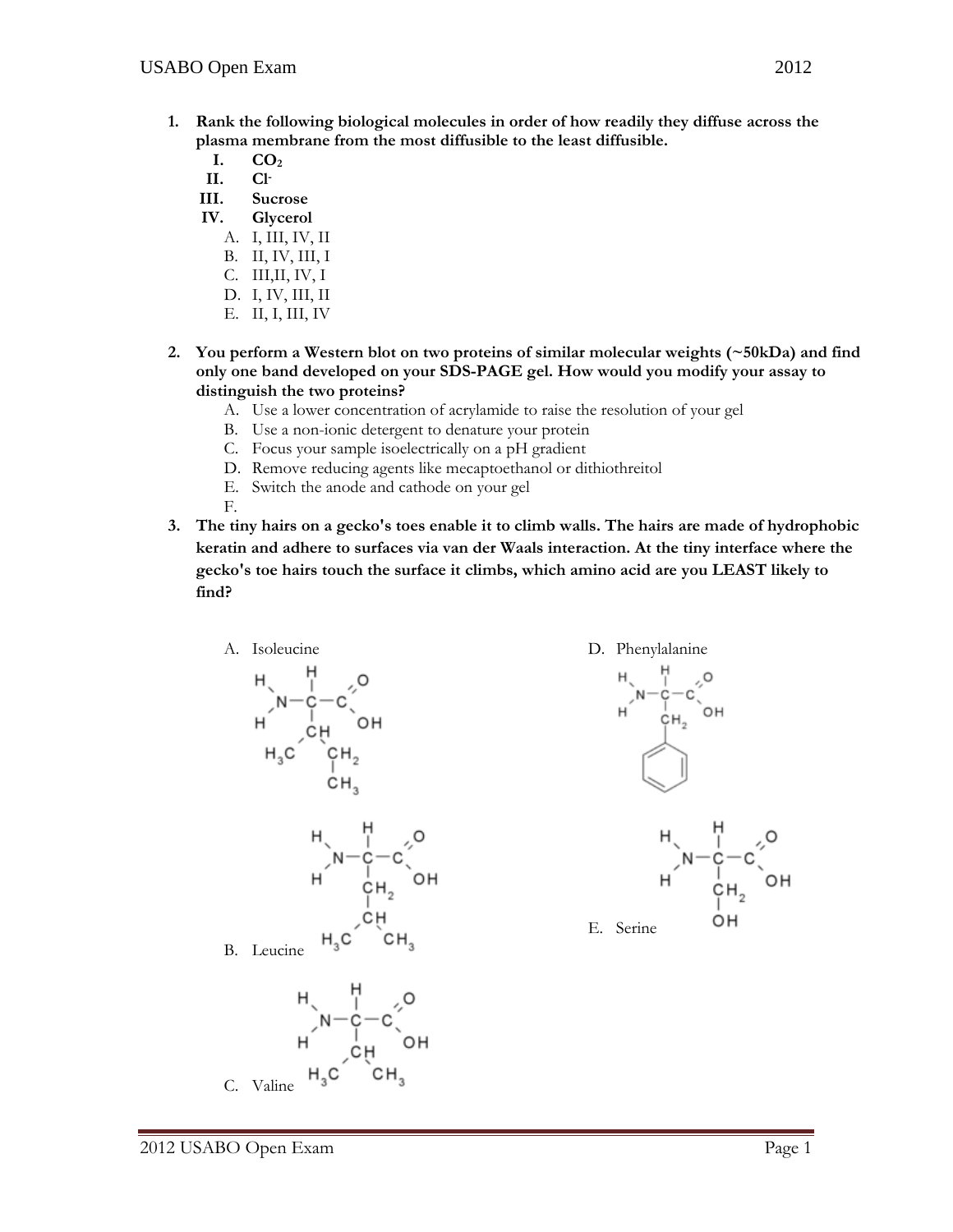1. **Rank the following biological molecules in order of how readily they diffuse across the plasma membrane from the most diffusible to the least diffusible.**
   - **I. $CO_2$**
   - **II. $Cl^-$**
   - **III. Sucrose**
   - **IV. Glycerol**

   A. I, III, IV, II
   B. II, IV, III, I
   C. III,II, IV, I
   D. I, IV, III, II
   E. II, I, III, IV

2. **You perform a Western blot on two proteins of similar molecular weights (~50kDa) and find only one band developed on your SDS-PAGE gel. How would you modify your assay to distinguish the two proteins?**

   A. Use a lower concentration of acrylamide to raise the resolution of your gel
   B. Use a non-ionic detergent to denature your protein
   C. Focus your sample isoelectrically on a pH gradient
   D. Remove reducing agents like mecaptoethanol or dithiothreitol
   E. Switch the anode and cathode on your gel
   F.

3. **The tiny hairs on a gecko's toes enable it to climb walls. The hairs are made of hydrophobic keratin and adhere to surfaces via van der Waals interaction. At the tiny interface where the gecko's toe hairs touch the surface it climbs, which amino acid are you LEAST likely to find?**

   A. Isoleucine
   B. Leucine
   C. Valine
   D. Phenylalanine
   E. Serine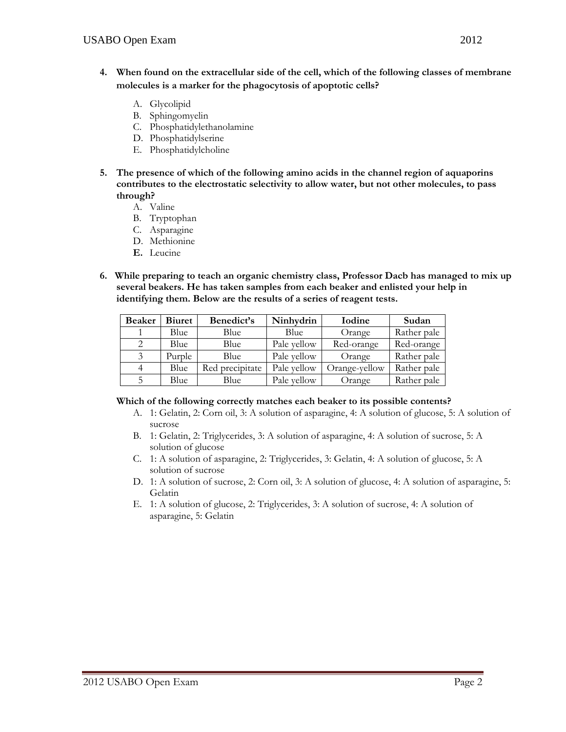**4. When found on the extracellular side of the cell, which of the following classes of membrane molecules is a marker for the phagocytosis of apoptotic cells?**

A. Glycolipid
B. Sphingomyelin
C. Phosphatidylethanolamine
D. Phosphatidylserine
E. Phosphatidylcholine

**5. The presence of which of the following amino acids in the channel region of aquaporins contributes to the electrostatic selectivity to allow water, but not other molecules, to pass through?**

A. Valine
B. Tryptophan
C. Asparagine
D. Methionine
**E.** Leucine

**6. While preparing to teach an organic chemistry class, Professor Dacb has managed to mix up several beakers. He has taken samples from each beaker and enlisted your help in identifying them. Below are the results of a series of reagent tests.**

| Beaker | Biuret | Benedict's | Ninhydrin | Iodine | Sudan |
|---|---|---|---|---|---|
| 1 | Blue | Blue | Blue | Orange | Rather pale |
| 2 | Blue | Blue | Pale yellow | Red-orange | Red-orange |
| 3 | Purple | Blue | Pale yellow | Orange | Rather pale |
| 4 | Blue | Red precipitate | Pale yellow | Orange-yellow | Rather pale |
| 5 | Blue | Blue | Pale yellow | Orange | Rather pale |

**Which of the following correctly matches each beaker to its possible contents?**

A. 1: Gelatin, 2: Corn oil, 3: A solution of asparagine, 4: A solution of glucose, 5: A solution of sucrose
B. 1: Gelatin, 2: Triglycerides, 3: A solution of asparagine, 4: A solution of sucrose, 5: A solution of glucose
C. 1: A solution of asparagine, 2: Triglycerides, 3: Gelatin, 4: A solution of glucose, 5: A solution of sucrose
D. 1: A solution of sucrose, 2: Corn oil, 3: A solution of glucose, 4: A solution of asparagine, 5: Gelatin
E. 1: A solution of glucose, 2: Triglycerides, 3: A solution of sucrose, 4: A solution of asparagine, 5: Gelatin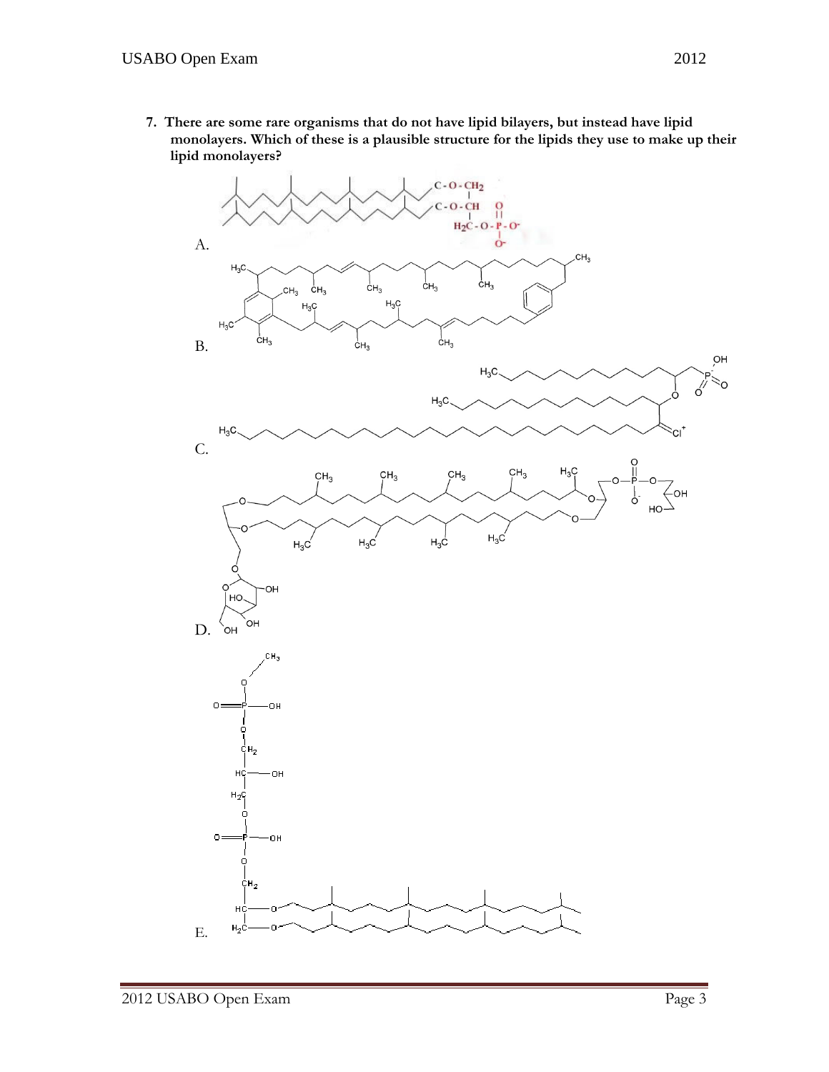**7. There are some rare organisms that do not have lipid bilayers, but instead have lipid monolayers. Which of these is a plausible structure for the lipids they use to make up their lipid monolayers?**

A.

B.

C.

D.

E.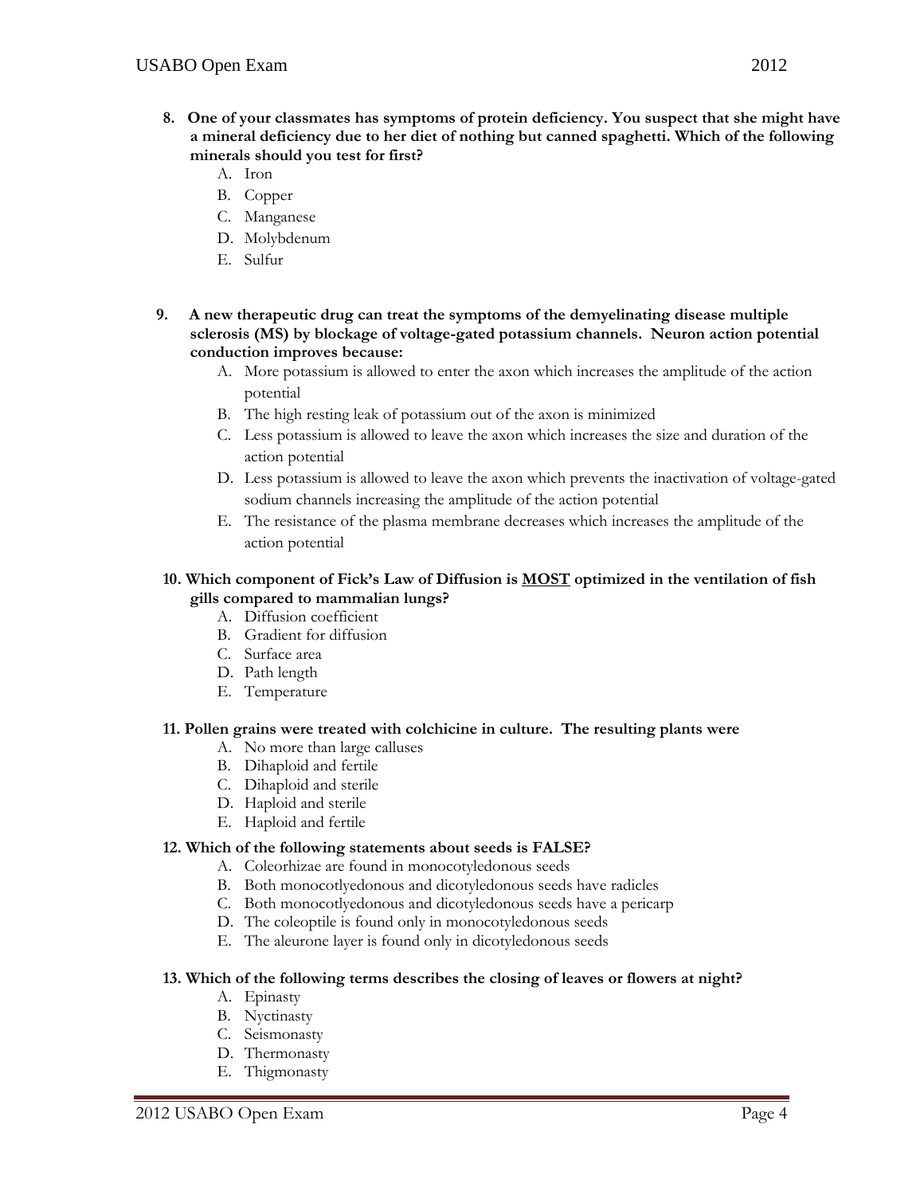8. **One of your classmates has symptoms of protein deficiency. You suspect that she might have a mineral deficiency due to her diet of nothing but canned spaghetti. Which of the following minerals should you test for first?**
   A. Iron
   B. Copper
   C. Manganese
   D. Molybdenum
   E. Sulfur

9. **A new therapeutic drug can treat the symptoms of the demyelinating disease multiple sclerosis (MS) by blockage of voltage-gated potassium channels. Neuron action potential conduction improves because:**
   A. More potassium is allowed to enter the axon which increases the amplitude of the action potential
   B. The high resting leak of potassium out of the axon is minimized
   C. Less potassium is allowed to leave the axon which increases the size and duration of the action potential
   D. Less potassium is allowed to leave the axon which prevents the inactivation of voltage-gated sodium channels increasing the amplitude of the action potential
   E. The resistance of the plasma membrane decreases which increases the amplitude of the action potential

10. **Which component of Fick's Law of Diffusion is <u>MOST</u> optimized in the ventilation of fish gills compared to mammalian lungs?**
    A. Diffusion coefficient
    B. Gradient for diffusion
    C. Surface area
    D. Path length
    E. Temperature

11. **Pollen grains were treated with colchicine in culture. The resulting plants were**
    A. No more than large calluses
    B. Dihaploid and fertile
    C. Dihaploid and sterile
    D. Haploid and sterile
    E. Haploid and fertile

12. **Which of the following statements about seeds is FALSE?**
    A. Coleorhizae are found in monocotyledonous seeds
    B. Both monocotlyedonous and dicotyledonous seeds have radicles
    C. Both monocotlyedonous and dicotyledonous seeds have a pericarp
    D. The coleoptile is found only in monocotyledonous seeds
    E. The aleurone layer is found only in dicotyledonous seeds

13. **Which of the following terms describes the closing of leaves or flowers at night?**
    A. Epinasty
    B. Nyctinasty
    C. Seismonasty
    D. Thermonasty
    E. Thigmonasty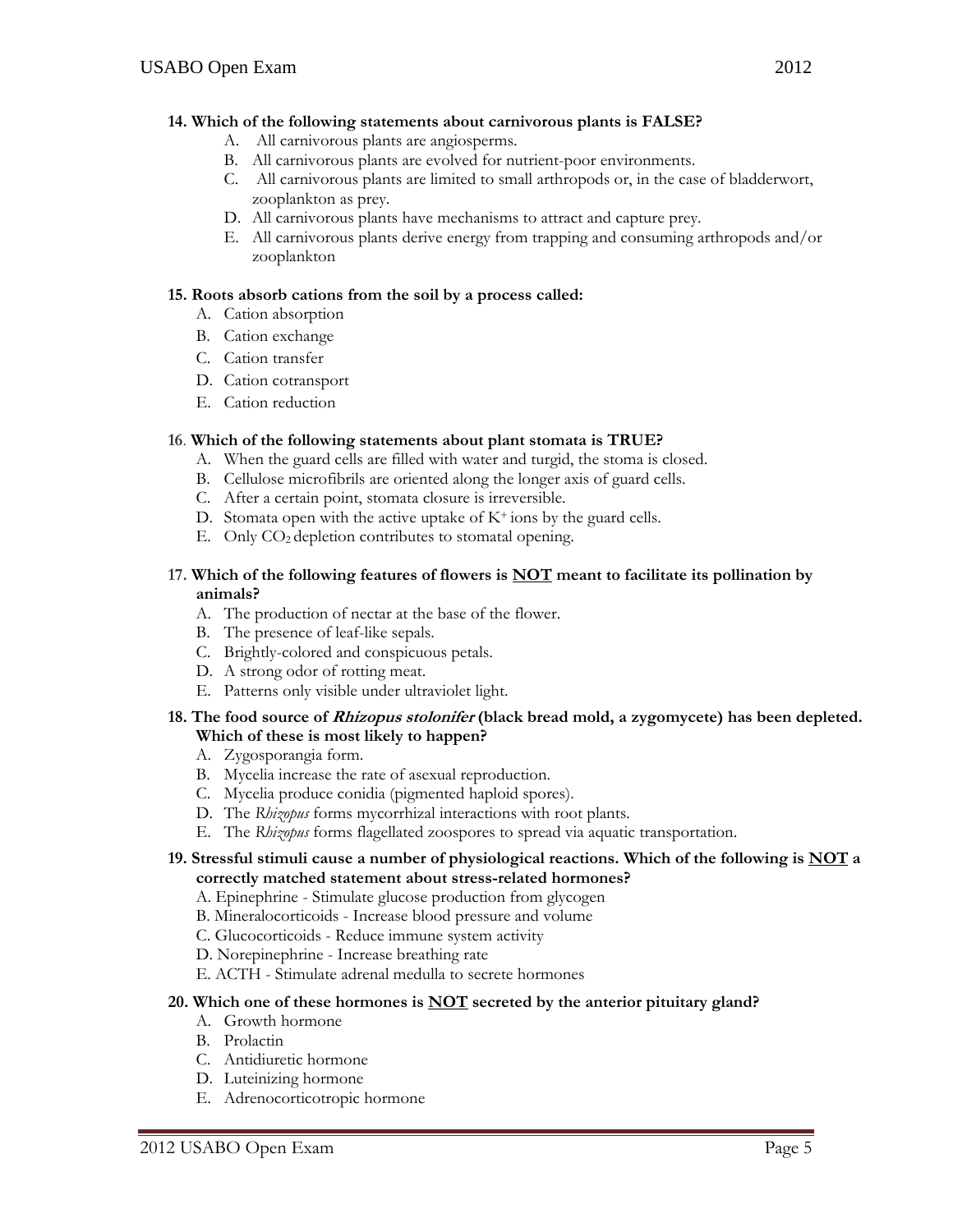**14. Which of the following statements about carnivorous plants is FALSE?**

A. All carnivorous plants are angiosperms.
B. All carnivorous plants are evolved for nutrient-poor environments.
C. All carnivorous plants are limited to small arthropods or, in the case of bladderwort, zooplankton as prey.
D. All carnivorous plants have mechanisms to attract and capture prey.
E. All carnivorous plants derive energy from trapping and consuming arthropods and/or zooplankton

**15. Roots absorb cations from the soil by a process called:**

A. Cation absorption
B. Cation exchange
C. Cation transfer
D. Cation cotransport
E. Cation reduction

**16. Which of the following statements about plant stomata is TRUE?**

A. When the guard cells are filled with water and turgid, the stoma is closed.
B. Cellulose microfibrils are oriented along the longer axis of guard cells.
C. After a certain point, stomata closure is irreversible.
D. Stomata open with the active uptake of $K^+$ ions by the guard cells.
E. Only $CO_2$ depletion contributes to stomatal opening.

**17. Which of the following features of flowers is <u>NOT</u> meant to facilitate its pollination by animals?**

A. The production of nectar at the base of the flower.
B. The presence of leaf-like sepals.
C. Brightly-colored and conspicuous petals.
D. A strong odor of rotting meat.
E. Patterns only visible under ultraviolet light.

**18. The food source of *Rhizopus stolonifer* (black bread mold, a zygomycete) has been depleted. Which of these is most likely to happen?**

A. Zygosporangia form.
B. Mycelia increase the rate of asexual reproduction.
C. Mycelia produce conidia (pigmented haploid spores).
D. The *Rhizopus* forms mycorrhizal interactions with root plants.
E. The *Rhizopus* forms flagellated zoospores to spread via aquatic transportation.

**19. Stressful stimuli cause a number of physiological reactions. Which of the following is <u>NOT</u> a correctly matched statement about stress-related hormones?**

A. Epinephrine - Stimulate glucose production from glycogen
B. Mineralocorticoids - Increase blood pressure and volume
C. Glucocorticoids - Reduce immune system activity
D. Norepinephrine - Increase breathing rate
E. ACTH - Stimulate adrenal medulla to secrete hormones

**20. Which one of these hormones is <u>NOT</u> secreted by the anterior pituitary gland?**

A. Growth hormone
B. Prolactin
C. Antidiuretic hormone
D. Luteinizing hormone
E. Adrenocorticotropic hormone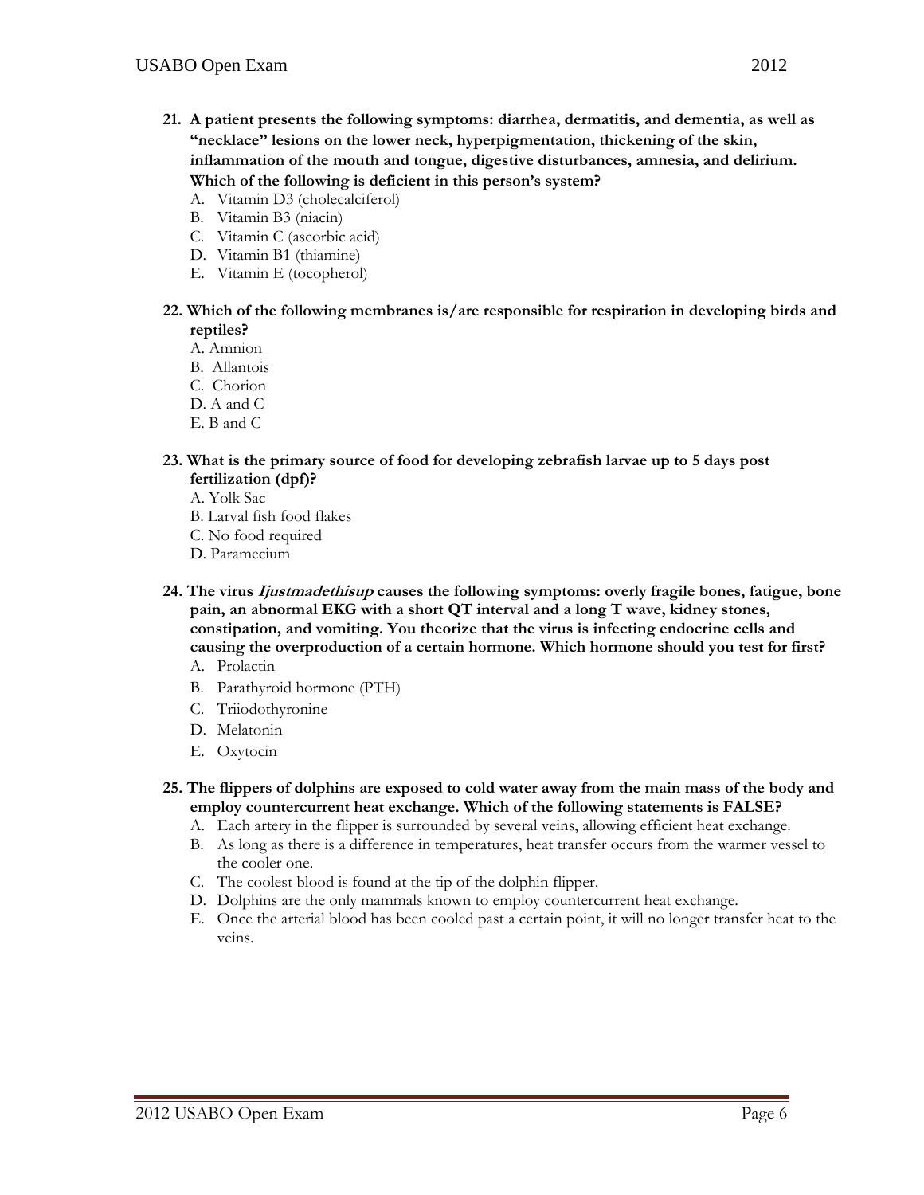**21. A patient presents the following symptoms: diarrhea, dermatitis, and dementia, as well as "necklace" lesions on the lower neck, hyperpigmentation, thickening of the skin, inflammation of the mouth and tongue, digestive disturbances, amnesia, and delirium. Which of the following is deficient in this person's system?**

A. Vitamin D3 (cholecalciferol)
B. Vitamin B3 (niacin)
C. Vitamin C (ascorbic acid)
D. Vitamin B1 (thiamine)
E. Vitamin E (tocopherol)

**22. Which of the following membranes is/are responsible for respiration in developing birds and reptiles?**

A. Amnion
B. Allantois
C. Chorion
D. A and C
E. B and C

**23. What is the primary source of food for developing zebrafish larvae up to 5 days post fertilization (dpf)?**

A. Yolk Sac
B. Larval fish food flakes
C. No food required
D. Paramecium

**24. The virus *Ijustmadethisup* causes the following symptoms: overly fragile bones, fatigue, bone pain, an abnormal EKG with a short QT interval and a long T wave, kidney stones, constipation, and vomiting. You theorize that the virus is infecting endocrine cells and causing the overproduction of a certain hormone. Which hormone should you test for first?**

A. Prolactin
B. Parathyroid hormone (PTH)
C. Triiodothyronine
D. Melatonin
E. Oxytocin

**25. The flippers of dolphins are exposed to cold water away from the main mass of the body and employ countercurrent heat exchange. Which of the following statements is FALSE?**

A. Each artery in the flipper is surrounded by several veins, allowing efficient heat exchange.
B. As long as there is a difference in temperatures, heat transfer occurs from the warmer vessel to the cooler one.
C. The coolest blood is found at the tip of the dolphin flipper.
D. Dolphins are the only mammals known to employ countercurrent heat exchange.
E. Once the arterial blood has been cooled past a certain point, it will no longer transfer heat to the veins.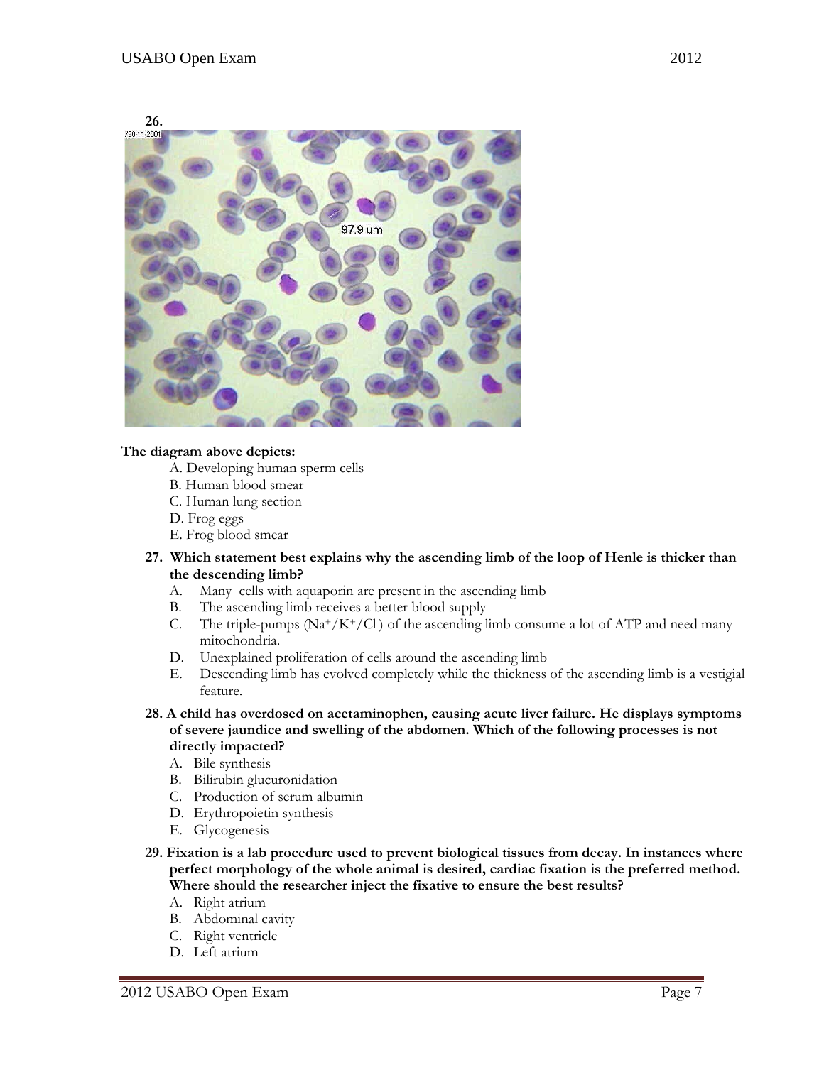**26.**

**The diagram above depicts:**

A. Developing human sperm cells
B. Human blood smear
C. Human lung section
D. Frog eggs
E. Frog blood smear

**27. Which statement best explains why the ascending limb of the loop of Henle is thicker than the descending limb?**

A. Many cells with aquaporin are present in the ascending limb
B. The ascending limb receives a better blood supply
C. The triple-pumps ($Na^+/K^+/Cl^-$) of the ascending limb consume a lot of ATP and need many mitochondria.
D. Unexplained proliferation of cells around the ascending limb
E. Descending limb has evolved completely while the thickness of the ascending limb is a vestigial feature.

**28. A child has overdosed on acetaminophen, causing acute liver failure. He displays symptoms of severe jaundice and swelling of the abdomen. Which of the following processes is not directly impacted?**

A. Bile synthesis
B. Bilirubin glucuronidation
C. Production of serum albumin
D. Erythropoietin synthesis
E. Glycogenesis

**29. Fixation is a lab procedure used to prevent biological tissues from decay. In instances where perfect morphology of the whole animal is desired, cardiac fixation is the preferred method. Where should the researcher inject the fixative to ensure the best results?**

A. Right atrium
B. Abdominal cavity
C. Right ventricle
D. Left atrium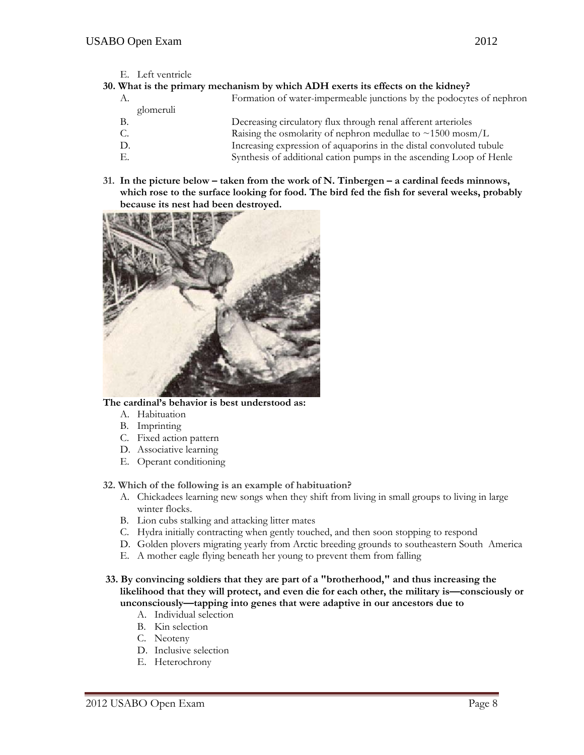E. Left ventricle

**30. What is the primary mechanism by which ADH exerts its effects on the kidney?**

A. Formation of water-impermeable junctions by the podocytes of nephron glomeruli
B. Decreasing circulatory flux through renal afferent arterioles
C. Raising the osmolarity of nephron medullae to ~1500 mosm/L
D. Increasing expression of aquaporins in the distal convoluted tubule
E. Synthesis of additional cation pumps in the ascending Loop of Henle

**31. In the picture below – taken from the work of N. Tinbergen – a cardinal feeds minnows, which rose to the surface looking for food. The bird fed the fish for several weeks, probably because its nest had been destroyed.**

**The cardinal's behavior is best understood as:**

A. Habituation
B. Imprinting
C. Fixed action pattern
D. Associative learning
E. Operant conditioning

**32. Which of the following is an example of habituation?**

A. Chickadees learning new songs when they shift from living in small groups to living in large winter flocks.
B. Lion cubs stalking and attacking litter mates
C. Hydra initially contracting when gently touched, and then soon stopping to respond
D. Golden plovers migrating yearly from Arctic breeding grounds to southeastern South America
E. A mother eagle flying beneath her young to prevent them from falling

**33. By convincing soldiers that they are part of a "brotherhood," and thus increasing the likelihood that they will protect, and even die for each other, the military is—consciously or unconsciously—tapping into genes that were adaptive in our ancestors due to**

A. Individual selection
B. Kin selection
C. Neoteny
D. Inclusive selection
E. Heterochrony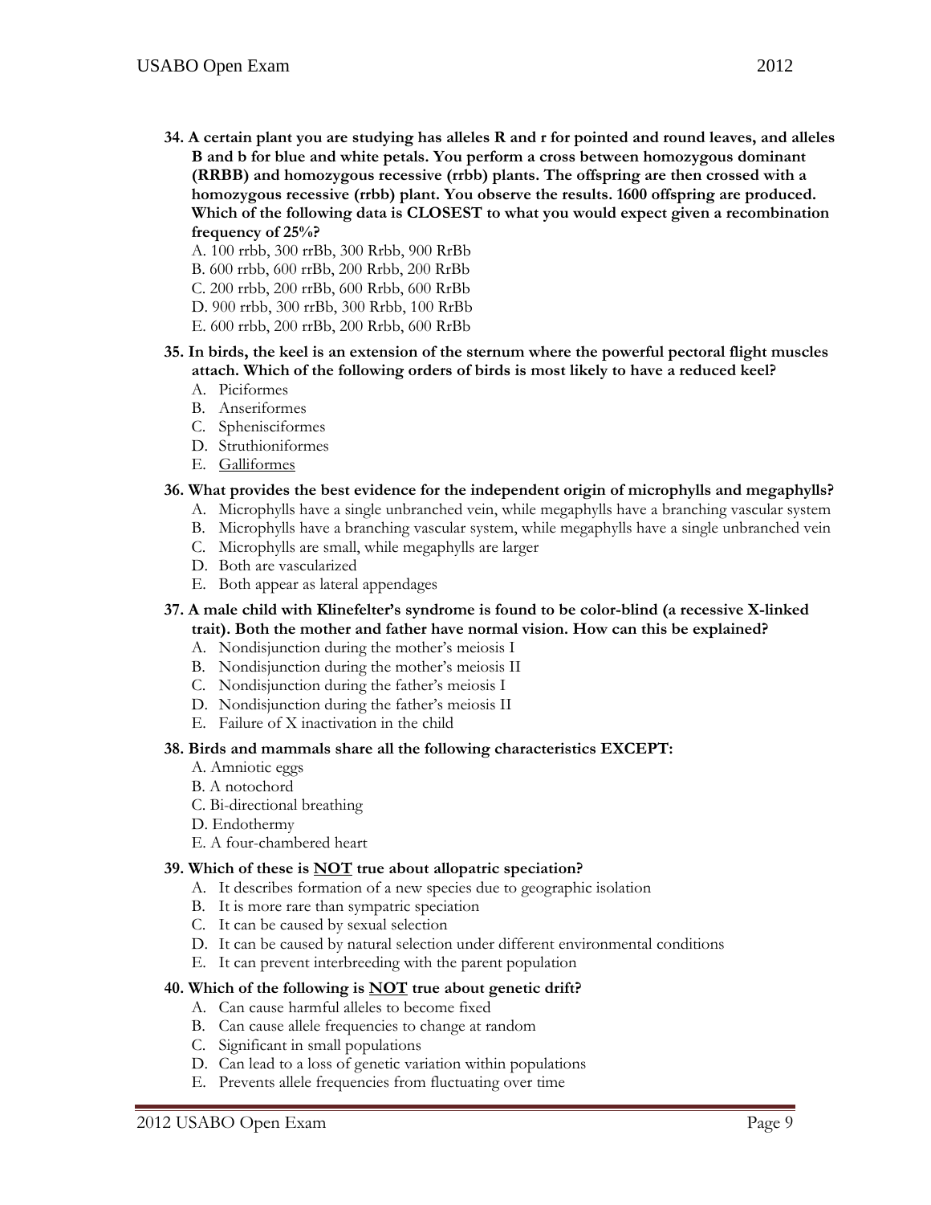**34. A certain plant you are studying has alleles R and r for pointed and round leaves, and alleles B and b for blue and white petals. You perform a cross between homozygous dominant (RRBB) and homozygous recessive (rrbb) plants. The offspring are then crossed with a homozygous recessive (rrbb) plant. You observe the results. 1600 offspring are produced. Which of the following data is CLOSEST to what you would expect given a recombination frequency of 25%?**

A. 100 rrbb, 300 rrBb, 300 Rrbb, 900 RrBb
B. 600 rrbb, 600 rrBb, 200 Rrbb, 200 RrBb
C. 200 rrbb, 200 rrBb, 600 Rrbb, 600 RrBb
D. 900 rrbb, 300 rrBb, 300 Rrbb, 100 RrBb
E. 600 rrbb, 200 rrBb, 200 Rrbb, 600 RrBb

**35. In birds, the keel is an extension of the sternum where the powerful pectoral flight muscles attach. Which of the following orders of birds is most likely to have a reduced keel?**

A. Piciformes
B. Anseriformes
C. Sphenisciformes
D. Struthioniformes
E. <u>Galliformes</u>

**36. What provides the best evidence for the independent origin of microphylls and megaphylls?**

A. Microphylls have a single unbranched vein, while megaphylls have a branching vascular system
B. Microphylls have a branching vascular system, while megaphylls have a single unbranched vein
C. Microphylls are small, while megaphylls are larger
D. Both are vascularized
E. Both appear as lateral appendages

**37. A male child with Klinefelter's syndrome is found to be color-blind (a recessive X-linked trait). Both the mother and father have normal vision. How can this be explained?**

A. Nondisjunction during the mother's meiosis I
B. Nondisjunction during the mother's meiosis II
C. Nondisjunction during the father's meiosis I
D. Nondisjunction during the father's meiosis II
E. Failure of X inactivation in the child

**38. Birds and mammals share all the following characteristics EXCEPT:**

A. Amniotic eggs
B. A notochord
C. Bi-directional breathing
D. Endothermy
E. A four-chambered heart

**39. Which of these is <u>NOT</u> true about allopatric speciation?**

A. It describes formation of a new species due to geographic isolation
B. It is more rare than sympatric speciation
C. It can be caused by sexual selection
D. It can be caused by natural selection under different environmental conditions
E. It can prevent interbreeding with the parent population

**40. Which of the following is <u>NOT</u> true about genetic drift?**

A. Can cause harmful alleles to become fixed
B. Can cause allele frequencies to change at random
C. Significant in small populations
D. Can lead to a loss of genetic variation within populations
E. Prevents allele frequencies from fluctuating over time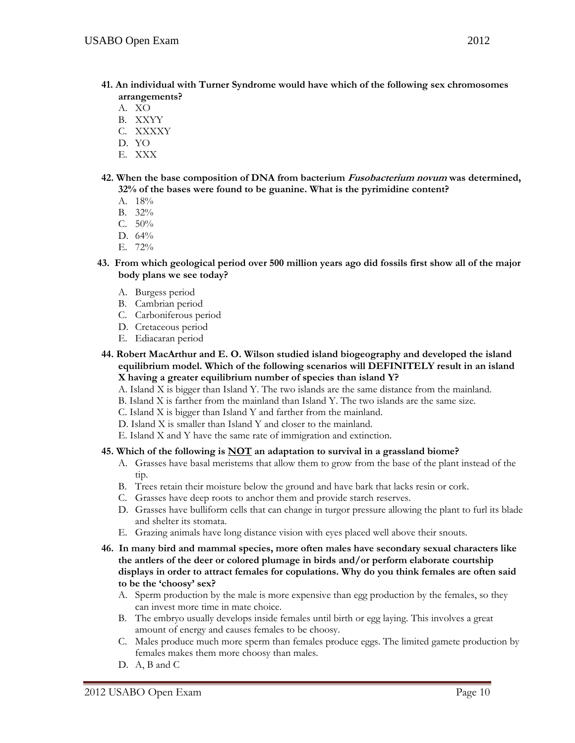**41. An individual with Turner Syndrome would have which of the following sex chromosomes arrangements?**

A. XO
B. XXYY
C. XXXXY
D. YO
E. XXX

**42. When the base composition of DNA from bacterium *Fusobacterium novum* was determined, 32% of the bases were found to be guanine. What is the pyrimidine content?**

A. 18%
B. 32%
C. 50%
D. 64%
E. 72%

**43. From which geological period over 500 million years ago did fossils first show all of the major body plans we see today?**

A. Burgess period
B. Cambrian period
C. Carboniferous period
D. Cretaceous period
E. Ediacaran period

**44. Robert MacArthur and E. O. Wilson studied island biogeography and developed the island equilibrium model. Which of the following scenarios will DEFINITELY result in an island X having a greater equilibrium number of species than island Y?**

A. Island X is bigger than Island Y. The two islands are the same distance from the mainland.
B. Island X is farther from the mainland than Island Y. The two islands are the same size.
C. Island X is bigger than Island Y and farther from the mainland.
D. Island X is smaller than Island Y and closer to the mainland.
E. Island X and Y have the same rate of immigration and extinction.

**45. Which of the following is NOT an adaptation to survival in a grassland biome?**

A. Grasses have basal meristems that allow them to grow from the base of the plant instead of the tip.
B. Trees retain their moisture below the ground and have bark that lacks resin or cork.
C. Grasses have deep roots to anchor them and provide starch reserves.
D. Grasses have bulliform cells that can change in turgor pressure allowing the plant to furl its blade and shelter its stomata.
E. Grazing animals have long distance vision with eyes placed well above their snouts.

**46. In many bird and mammal species, more often males have secondary sexual characters like the antlers of the deer or colored plumage in birds and/or perform elaborate courtship displays in order to attract females for copulations. Why do you think females are often said to be the 'choosy' sex?**

A. Sperm production by the male is more expensive than egg production by the females, so they can invest more time in mate choice.
B. The embryo usually develops inside females until birth or egg laying. This involves a great amount of energy and causes females to be choosy.
C. Males produce much more sperm than females produce eggs. The limited gamete production by females makes them more choosy than males.
D. A, B and C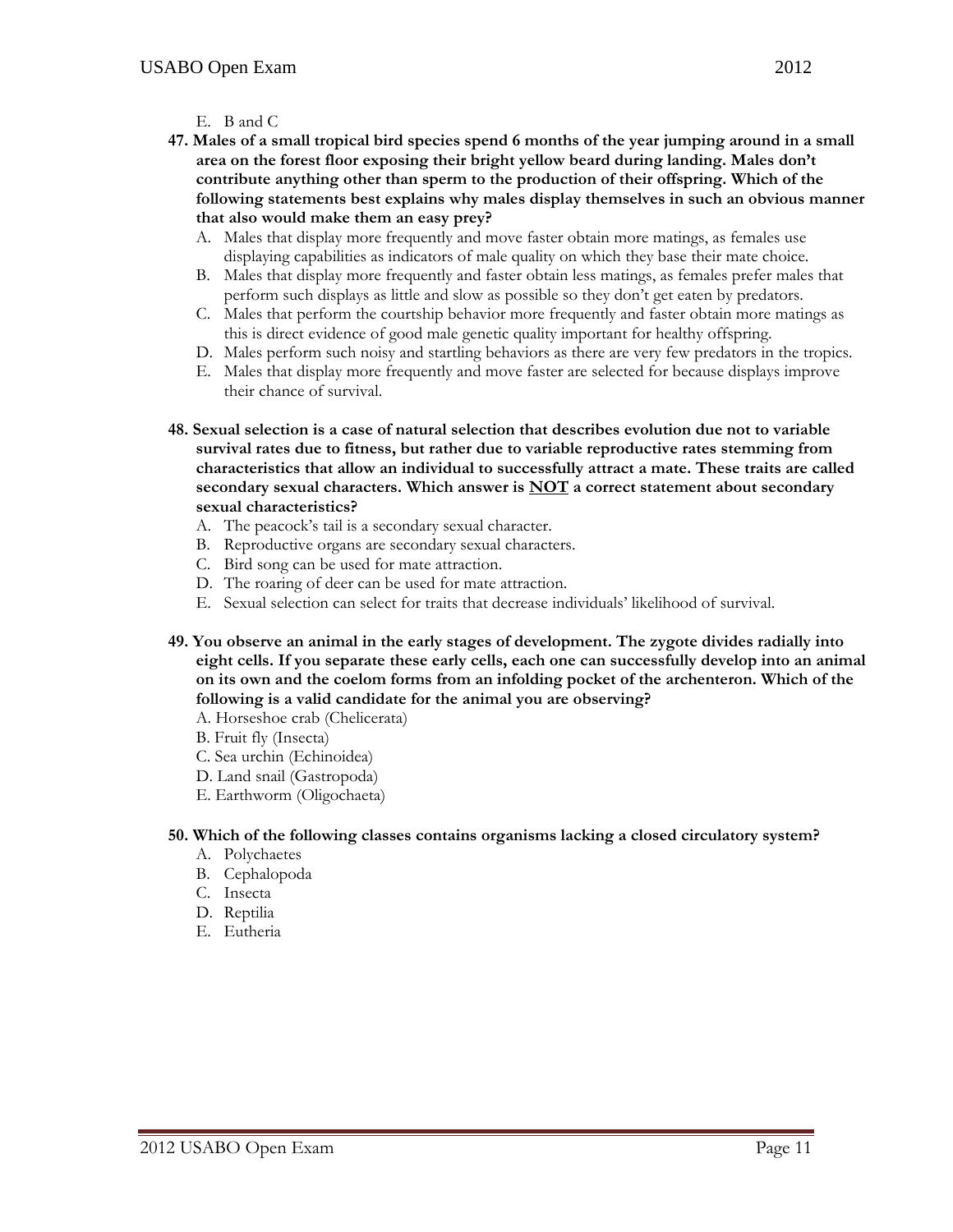E. B and C

**47. Males of a small tropical bird species spend 6 months of the year jumping around in a small area on the forest floor exposing their bright yellow beard during landing. Males don't contribute anything other than sperm to the production of their offspring. Which of the following statements best explains why males display themselves in such an obvious manner that also would make them an easy prey?**

A. Males that display more frequently and move faster obtain more matings, as females use displaying capabilities as indicators of male quality on which they base their mate choice.
B. Males that display more frequently and faster obtain less matings, as females prefer males that perform such displays as little and slow as possible so they don't get eaten by predators.
C. Males that perform the courtship behavior more frequently and faster obtain more matings as this is direct evidence of good male genetic quality important for healthy offspring.
D. Males perform such noisy and startling behaviors as there are very few predators in the tropics.
E. Males that display more frequently and move faster are selected for because displays improve their chance of survival.

**48. Sexual selection is a case of natural selection that describes evolution due not to variable survival rates due to fitness, but rather due to variable reproductive rates stemming from characteristics that allow an individual to successfully attract a mate. These traits are called secondary sexual characters. Which answer is <u>NOT</u> a correct statement about secondary sexual characteristics?**

A. The peacock's tail is a secondary sexual character.
B. Reproductive organs are secondary sexual characters.
C. Bird song can be used for mate attraction.
D. The roaring of deer can be used for mate attraction.
E. Sexual selection can select for traits that decrease individuals' likelihood of survival.

**49. You observe an animal in the early stages of development. The zygote divides radially into eight cells. If you separate these early cells, each one can successfully develop into an animal on its own and the coelom forms from an infolding pocket of the archenteron. Which of the following is a valid candidate for the animal you are observing?**

A. Horseshoe crab (Chelicerata)
B. Fruit fly (Insecta)
C. Sea urchin (Echinoidea)
D. Land snail (Gastropoda)
E. Earthworm (Oligochaeta)

**50. Which of the following classes contains organisms lacking a closed circulatory system?**

A. Polychaetes
B. Cephalopoda
C. Insecta
D. Reptilia
E. Eutheria